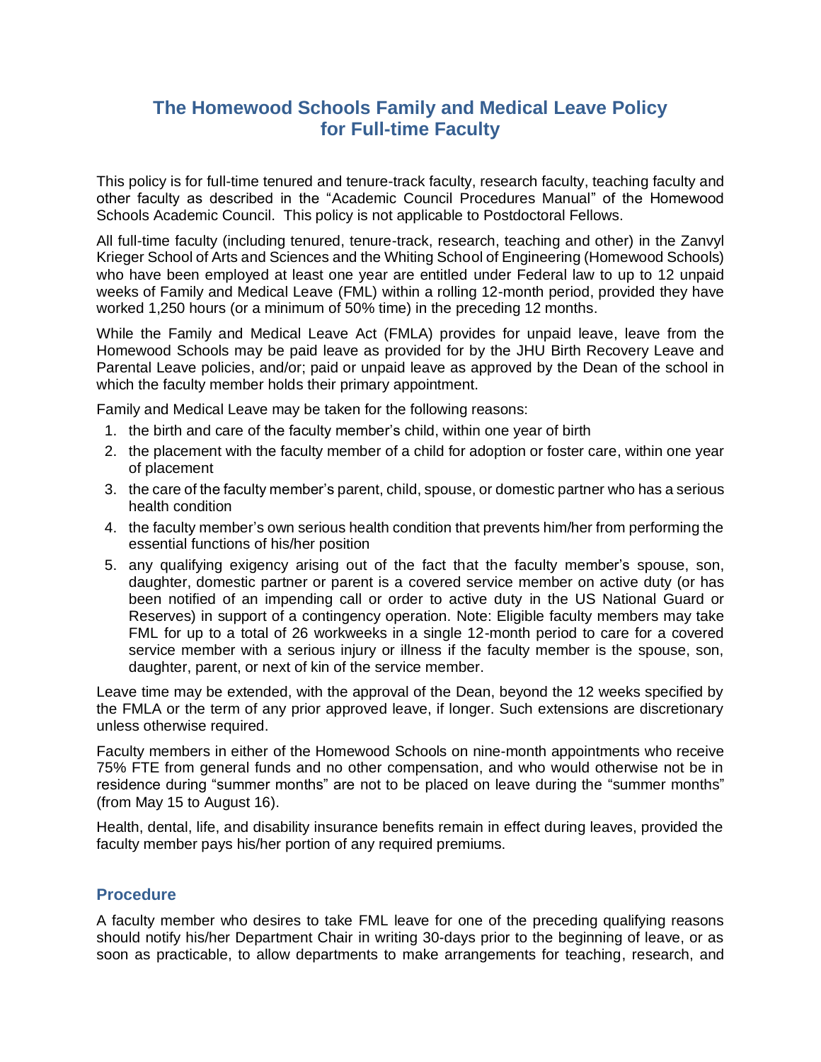# The Homewood Schools Family and Medical Leave Policy for Full-time Faculty

This policy is for full-time tenured and tenure-track faculty, research faculty, teaching faculty and other faculty as described in the "Academic Council Procedures Manual" of the Homewood Schools Academic Council. This policy is not applicable to Postdoctoral Fellows.

All full-time faculty (including tenured, tenure-track, research, teaching and other) in the Zanvyl Krieger School of Arts and Sciences and the Whiting School of Engineering (Homewood Schools) who have been employed at least one year are entitled under Federal law to up to 12 unpaid weeks of Family and Medical Leave (FML) within a rolling 12-month period, provided they have worked 1,250 hours (or a minimum of 50% time) in the preceding 12 months.

While the Family and Medical Leave Act (FMLA) provides for unpaid leave, leave from the Homewood Schools may be paid leave as provided for by the JHU Birth Recovery Leave and Parental Leave policies, and/or; paid or unpaid leave as approved by the Dean of the school in which the faculty member holds their primary appointment.

Family and Medical Leave may be taken for the following reasons:

1. the birth and care of the faculty member's child, within one year of birth
2. the placement with the faculty member of a child for adoption or foster care, within one year of placement
3. the care of the faculty member's parent, child, spouse, or domestic partner who has a serious health condition
4. the faculty member's own serious health condition that prevents him/her from performing the essential functions of his/her position
5. any qualifying exigency arising out of the fact that the faculty member's spouse, son, daughter, domestic partner or parent is a covered service member on active duty (or has been notified of an impending call or order to active duty in the US National Guard or Reserves) in support of a contingency operation. Note: Eligible faculty members may take FML for up to a total of 26 workweeks in a single 12-month period to care for a covered service member with a serious injury or illness if the faculty member is the spouse, son, daughter, parent, or next of kin of the service member.

Leave time may be extended, with the approval of the Dean, beyond the 12 weeks specified by the FMLA or the term of any prior approved leave, if longer. Such extensions are discretionary unless otherwise required.

Faculty members in either of the Homewood Schools on nine-month appointments who receive 75% FTE from general funds and no other compensation, and who would otherwise not be in residence during "summer months" are not to be placed on leave during the "summer months" (from May 15 to August 16).

Health, dental, life, and disability insurance benefits remain in effect during leaves, provided the faculty member pays his/her portion of any required premiums.

## Procedure

A faculty member who desires to take FML leave for one of the preceding qualifying reasons should notify his/her Department Chair in writing 30-days prior to the beginning of leave, or as soon as practicable, to allow departments to make arrangements for teaching, research, and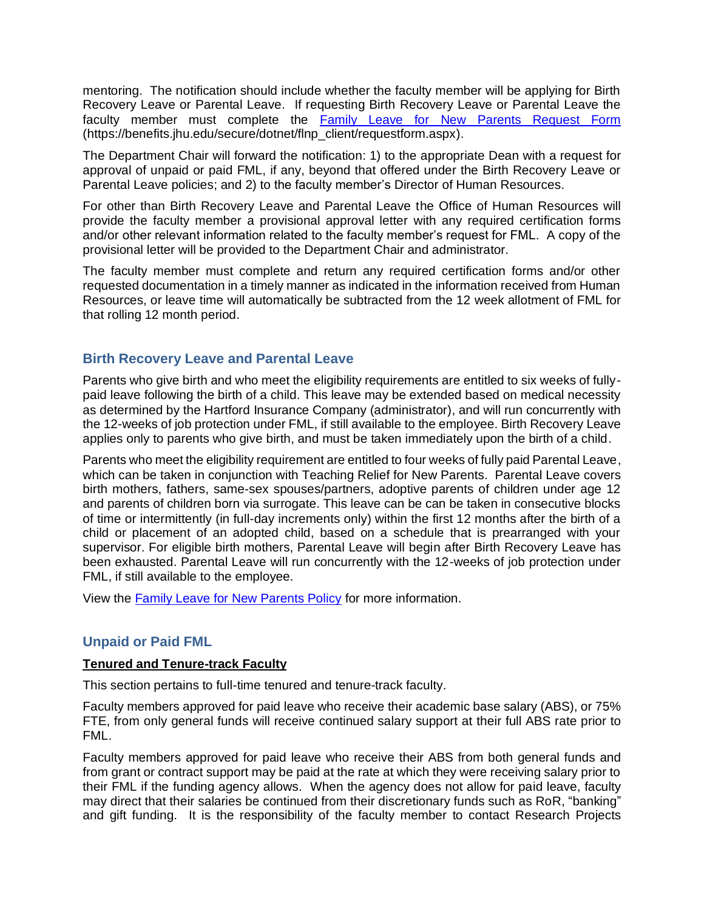mentoring. The notification should include whether the faculty member will be applying for Birth Recovery Leave or Parental Leave. If requesting Birth Recovery Leave or Parental Leave the faculty member must complete the [Family Leave for New Parents Request Form](https://benefits.jhu.edu/secure/dotnet/flnp_client/requestform.aspx) (https://benefits.jhu.edu/secure/dotnet/flnp_client/requestform.aspx).

The Department Chair will forward the notification: 1) to the appropriate Dean with a request for approval of unpaid or paid FML, if any, beyond that offered under the Birth Recovery Leave or Parental Leave policies; and 2) to the faculty member's Director of Human Resources.

For other than Birth Recovery Leave and Parental Leave the Office of Human Resources will provide the faculty member a provisional approval letter with any required certification forms and/or other relevant information related to the faculty member's request for FML. A copy of the provisional letter will be provided to the Department Chair and administrator.

The faculty member must complete and return any required certification forms and/or other requested documentation in a timely manner as indicated in the information received from Human Resources, or leave time will automatically be subtracted from the 12 week allotment of FML for that rolling 12 month period.

## Birth Recovery Leave and Parental Leave

Parents who give birth and who meet the eligibility requirements are entitled to six weeks of fully-paid leave following the birth of a child. This leave may be extended based on medical necessity as determined by the Hartford Insurance Company (administrator), and will run concurrently with the 12-weeks of job protection under FML, if still available to the employee. Birth Recovery Leave applies only to parents who give birth, and must be taken immediately upon the birth of a child.

Parents who meet the eligibility requirement are entitled to four weeks of fully paid Parental Leave, which can be taken in conjunction with Teaching Relief for New Parents. Parental Leave covers birth mothers, fathers, same-sex spouses/partners, adoptive parents of children under age 12 and parents of children born via surrogate. This leave can be can be taken in consecutive blocks of time or intermittently (in full-day increments only) within the first 12 months after the birth of a child or placement of an adopted child, based on a schedule that is prearranged with your supervisor. For eligible birth mothers, Parental Leave will begin after Birth Recovery Leave has been exhausted. Parental Leave will run concurrently with the 12-weeks of job protection under FML, if still available to the employee.

View the Family Leave for New Parents Policy for more information.

## Unpaid or Paid FML

**Tenured and Tenure-track Faculty**

This section pertains to full-time tenured and tenure-track faculty.

Faculty members approved for paid leave who receive their academic base salary (ABS), or 75% FTE, from only general funds will receive continued salary support at their full ABS rate prior to FML.

Faculty members approved for paid leave who receive their ABS from both general funds and from grant or contract support may be paid at the rate at which they were receiving salary prior to their FML if the funding agency allows. When the agency does not allow for paid leave, faculty may direct that their salaries be continued from their discretionary funds such as RoR, "banking" and gift funding. It is the responsibility of the faculty member to contact Research Projects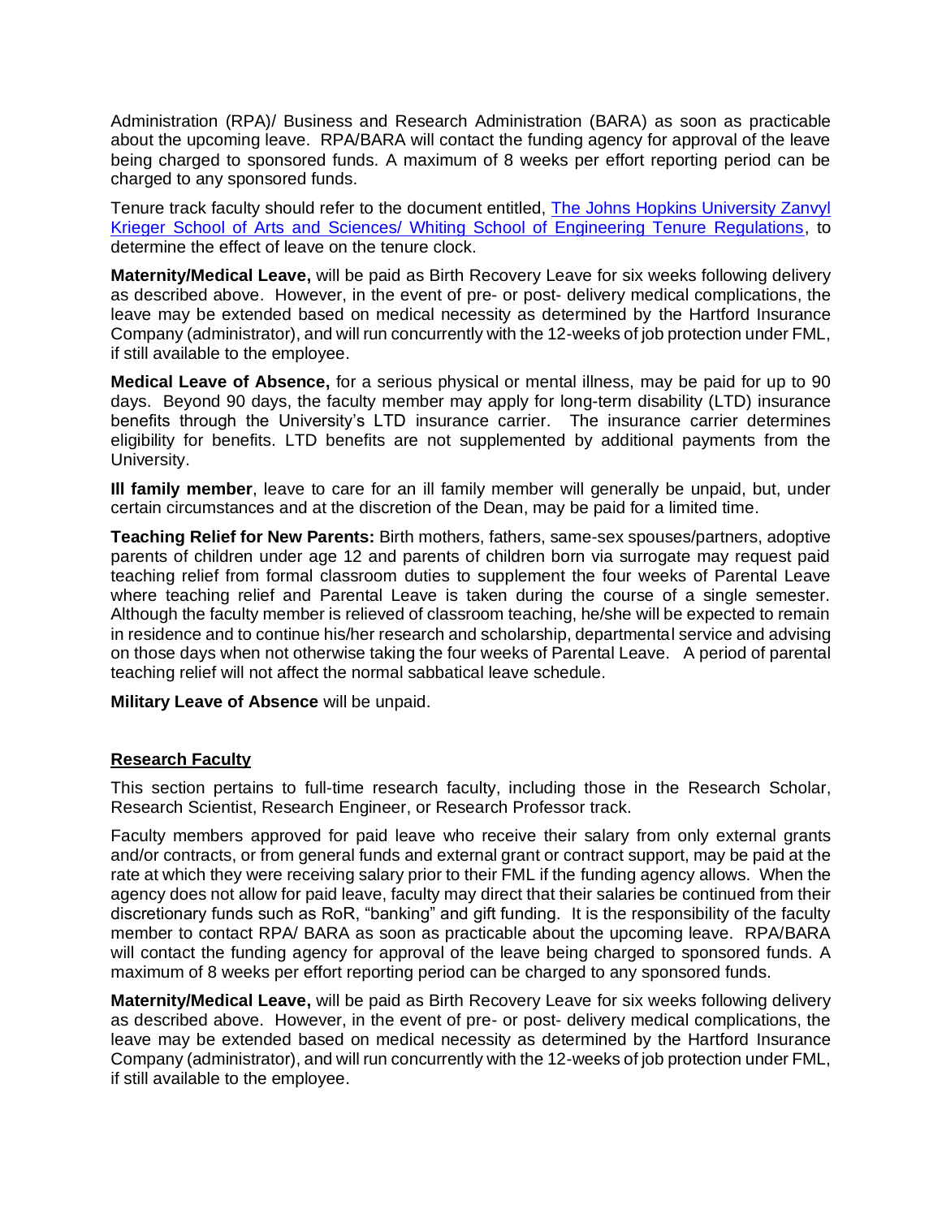Administration (RPA)/ Business and Research Administration (BARA) as soon as practicable about the upcoming leave. RPA/BARA will contact the funding agency for approval of the leave being charged to sponsored funds. A maximum of 8 weeks per effort reporting period can be charged to any sponsored funds.

Tenure track faculty should refer to the document entitled, [The Johns Hopkins University Zanvyl Krieger School of Arts and Sciences/ Whiting School of Engineering Tenure Regulations](), to determine the effect of leave on the tenure clock.

**Maternity/Medical Leave,** will be paid as Birth Recovery Leave for six weeks following delivery as described above. However, in the event of pre- or post- delivery medical complications, the leave may be extended based on medical necessity as determined by the Hartford Insurance Company (administrator), and will run concurrently with the 12-weeks of job protection under FML, if still available to the employee.

**Medical Leave of Absence,** for a serious physical or mental illness, may be paid for up to 90 days. Beyond 90 days, the faculty member may apply for long-term disability (LTD) insurance benefits through the University's LTD insurance carrier. The insurance carrier determines eligibility for benefits. LTD benefits are not supplemented by additional payments from the University.

**Ill family member**, leave to care for an ill family member will generally be unpaid, but, under certain circumstances and at the discretion of the Dean, may be paid for a limited time.

**Teaching Relief for New Parents:** Birth mothers, fathers, same-sex spouses/partners, adoptive parents of children under age 12 and parents of children born via surrogate may request paid teaching relief from formal classroom duties to supplement the four weeks of Parental Leave where teaching relief and Parental Leave is taken during the course of a single semester. Although the faculty member is relieved of classroom teaching, he/she will be expected to remain in residence and to continue his/her research and scholarship, departmental service and advising on those days when not otherwise taking the four weeks of Parental Leave. A period of parental teaching relief will not affect the normal sabbatical leave schedule.

**Military Leave of Absence** will be unpaid.

## Research Faculty

This section pertains to full-time research faculty, including those in the Research Scholar, Research Scientist, Research Engineer, or Research Professor track.

Faculty members approved for paid leave who receive their salary from only external grants and/or contracts, or from general funds and external grant or contract support, may be paid at the rate at which they were receiving salary prior to their FML if the funding agency allows. When the agency does not allow for paid leave, faculty may direct that their salaries be continued from their discretionary funds such as RoR, "banking" and gift funding. It is the responsibility of the faculty member to contact RPA/ BARA as soon as practicable about the upcoming leave. RPA/BARA will contact the funding agency for approval of the leave being charged to sponsored funds. A maximum of 8 weeks per effort reporting period can be charged to any sponsored funds.

**Maternity/Medical Leave,** will be paid as Birth Recovery Leave for six weeks following delivery as described above. However, in the event of pre- or post- delivery medical complications, the leave may be extended based on medical necessity as determined by the Hartford Insurance Company (administrator), and will run concurrently with the 12-weeks of job protection under FML, if still available to the employee.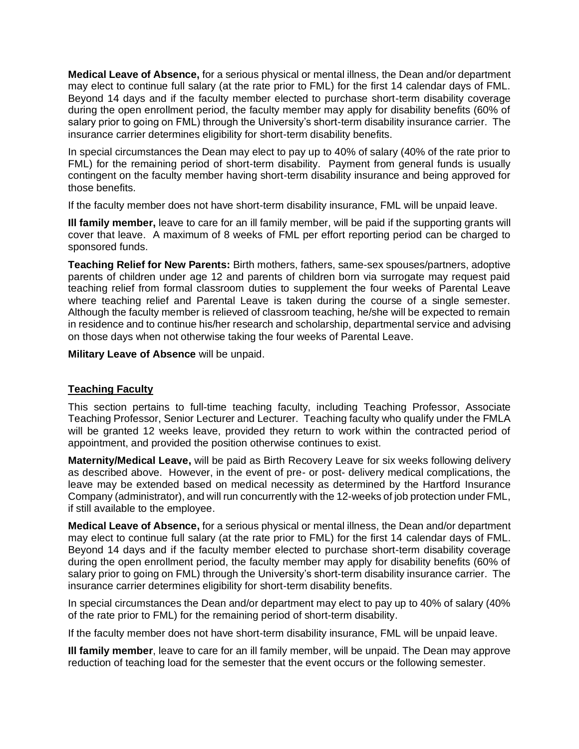**Medical Leave of Absence,** for a serious physical or mental illness, the Dean and/or department may elect to continue full salary (at the rate prior to FML) for the first 14 calendar days of FML. Beyond 14 days and if the faculty member elected to purchase short-term disability coverage during the open enrollment period, the faculty member may apply for disability benefits (60% of salary prior to going on FML) through the University's short-term disability insurance carrier. The insurance carrier determines eligibility for short-term disability benefits.

In special circumstances the Dean may elect to pay up to 40% of salary (40% of the rate prior to FML) for the remaining period of short-term disability. Payment from general funds is usually contingent on the faculty member having short-term disability insurance and being approved for those benefits.

If the faculty member does not have short-term disability insurance, FML will be unpaid leave.

**Ill family member,** leave to care for an ill family member, will be paid if the supporting grants will cover that leave. A maximum of 8 weeks of FML per effort reporting period can be charged to sponsored funds.

**Teaching Relief for New Parents:** Birth mothers, fathers, same-sex spouses/partners, adoptive parents of children under age 12 and parents of children born via surrogate may request paid teaching relief from formal classroom duties to supplement the four weeks of Parental Leave where teaching relief and Parental Leave is taken during the course of a single semester. Although the faculty member is relieved of classroom teaching, he/she will be expected to remain in residence and to continue his/her research and scholarship, departmental service and advising on those days when not otherwise taking the four weeks of Parental Leave.

**Military Leave of Absence** will be unpaid.

## Teaching Faculty

This section pertains to full-time teaching faculty, including Teaching Professor, Associate Teaching Professor, Senior Lecturer and Lecturer. Teaching faculty who qualify under the FMLA will be granted 12 weeks leave, provided they return to work within the contracted period of appointment, and provided the position otherwise continues to exist.

**Maternity/Medical Leave,** will be paid as Birth Recovery Leave for six weeks following delivery as described above. However, in the event of pre- or post- delivery medical complications, the leave may be extended based on medical necessity as determined by the Hartford Insurance Company (administrator), and will run concurrently with the 12-weeks of job protection under FML, if still available to the employee.

**Medical Leave of Absence,** for a serious physical or mental illness, the Dean and/or department may elect to continue full salary (at the rate prior to FML) for the first 14 calendar days of FML. Beyond 14 days and if the faculty member elected to purchase short-term disability coverage during the open enrollment period, the faculty member may apply for disability benefits (60% of salary prior to going on FML) through the University's short-term disability insurance carrier. The insurance carrier determines eligibility for short-term disability benefits.

In special circumstances the Dean and/or department may elect to pay up to 40% of salary (40% of the rate prior to FML) for the remaining period of short-term disability.

If the faculty member does not have short-term disability insurance, FML will be unpaid leave.

**Ill family member**, leave to care for an ill family member, will be unpaid. The Dean may approve reduction of teaching load for the semester that the event occurs or the following semester.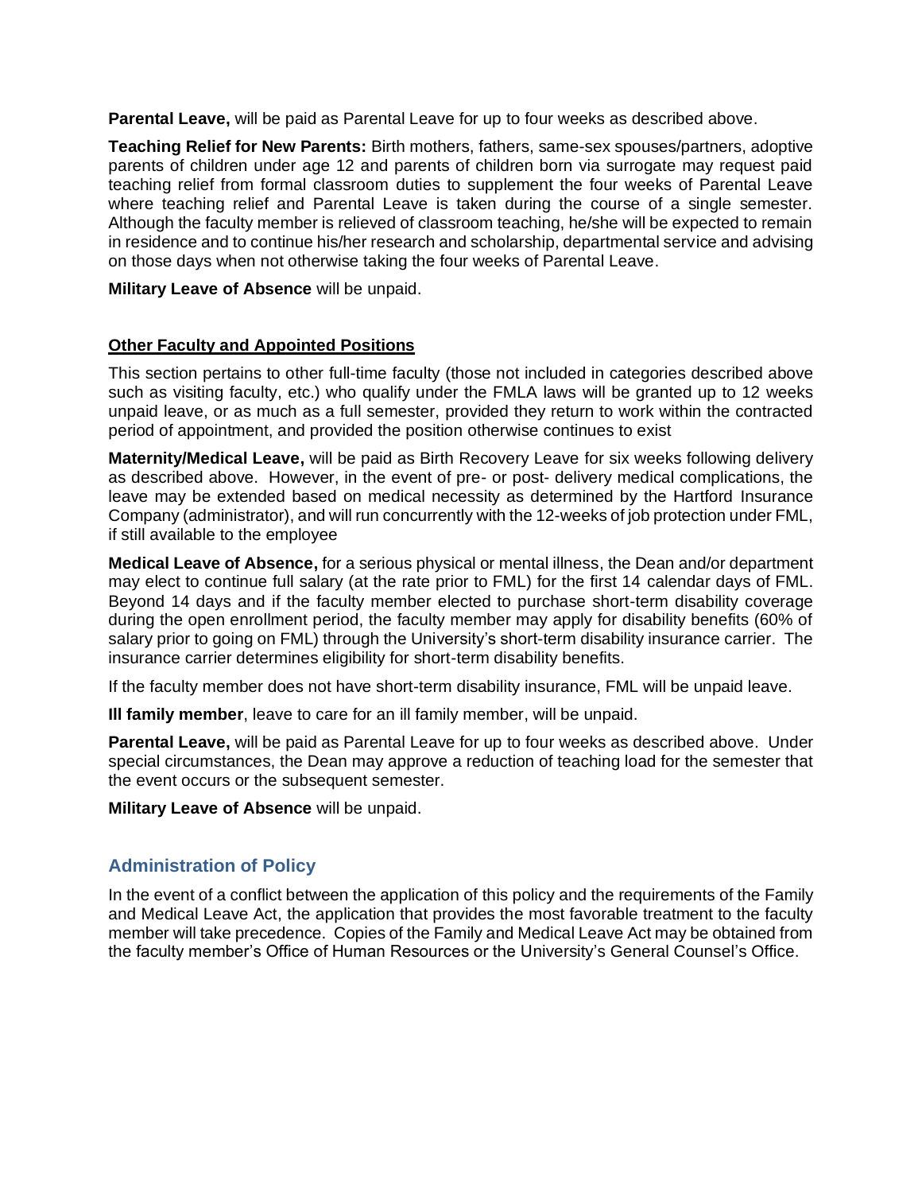**Parental Leave,** will be paid as Parental Leave for up to four weeks as described above.

**Teaching Relief for New Parents:** Birth mothers, fathers, same-sex spouses/partners, adoptive parents of children under age 12 and parents of children born via surrogate may request paid teaching relief from formal classroom duties to supplement the four weeks of Parental Leave where teaching relief and Parental Leave is taken during the course of a single semester. Although the faculty member is relieved of classroom teaching, he/she will be expected to remain in residence and to continue his/her research and scholarship, departmental service and advising on those days when not otherwise taking the four weeks of Parental Leave.

**Military Leave of Absence** will be unpaid.

**Other Faculty and Appointed Positions**

This section pertains to other full-time faculty (those not included in categories described above such as visiting faculty, etc.) who qualify under the FMLA laws will be granted up to 12 weeks unpaid leave, or as much as a full semester, provided they return to work within the contracted period of appointment, and provided the position otherwise continues to exist

**Maternity/Medical Leave,** will be paid as Birth Recovery Leave for six weeks following delivery as described above. However, in the event of pre- or post- delivery medical complications, the leave may be extended based on medical necessity as determined by the Hartford Insurance Company (administrator), and will run concurrently with the 12-weeks of job protection under FML, if still available to the employee

**Medical Leave of Absence,** for a serious physical or mental illness, the Dean and/or department may elect to continue full salary (at the rate prior to FML) for the first 14 calendar days of FML. Beyond 14 days and if the faculty member elected to purchase short-term disability coverage during the open enrollment period, the faculty member may apply for disability benefits (60% of salary prior to going on FML) through the University's short-term disability insurance carrier. The insurance carrier determines eligibility for short-term disability benefits.

If the faculty member does not have short-term disability insurance, FML will be unpaid leave.

**Ill family member**, leave to care for an ill family member, will be unpaid.

**Parental Leave,** will be paid as Parental Leave for up to four weeks as described above. Under special circumstances, the Dean may approve a reduction of teaching load for the semester that the event occurs or the subsequent semester.

**Military Leave of Absence** will be unpaid.

## Administration of Policy

In the event of a conflict between the application of this policy and the requirements of the Family and Medical Leave Act, the application that provides the most favorable treatment to the faculty member will take precedence. Copies of the Family and Medical Leave Act may be obtained from the faculty member's Office of Human Resources or the University's General Counsel's Office.